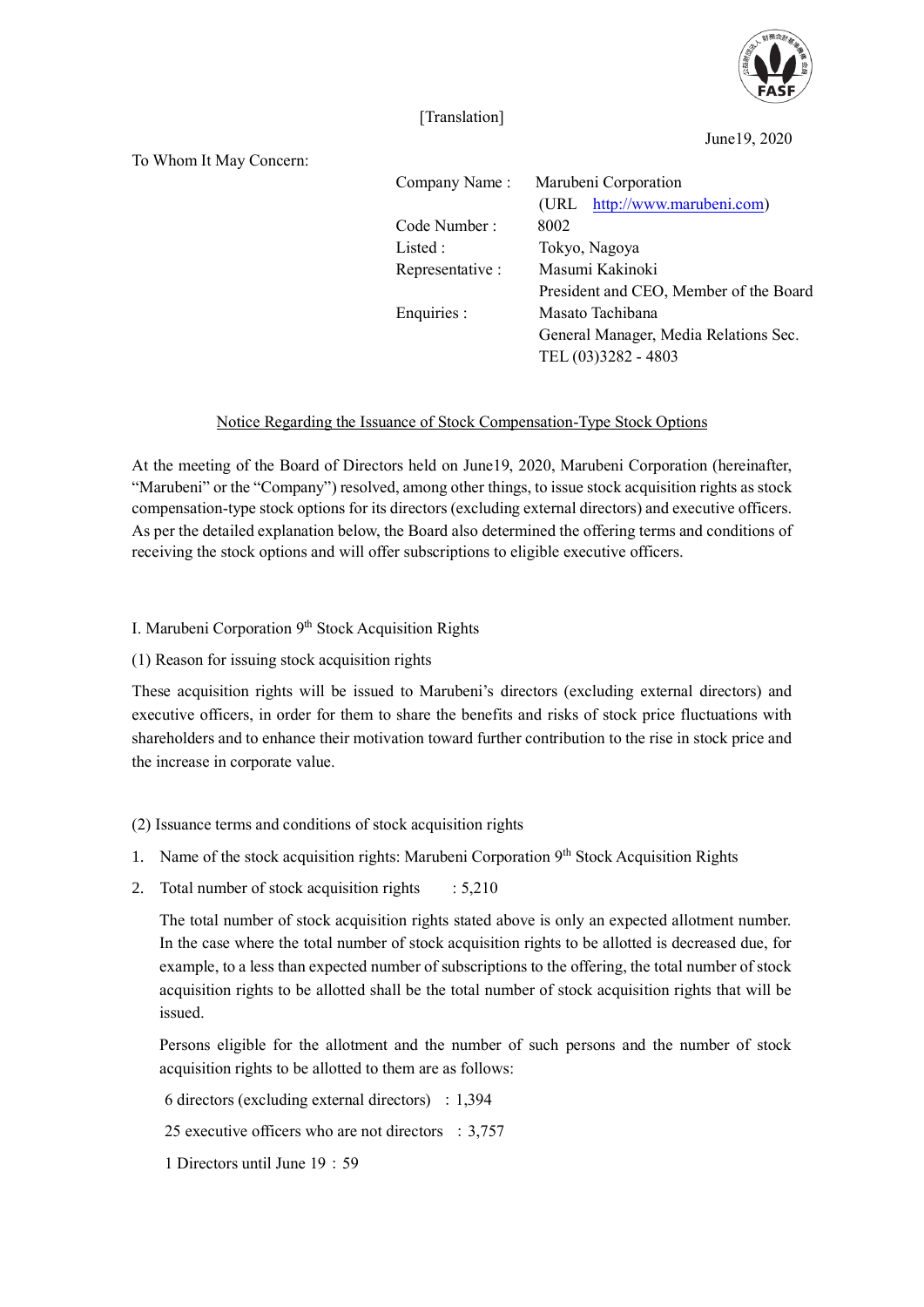[Translation]

June19, 2020

To Whom It May Concern:

| | |
|---|---|
| Company Name : | Marubeni Corporation |
| | (URL http://www.marubeni.com) |
| Code Number : | 8002 |
| Listed : | Tokyo, Nagoya |
| Representative : | Masumi Kakinoki |
| | President and CEO, Member of the Board |
| Enquiries : | Masato Tachibana |
| | General Manager, Media Relations Sec. |
| | TEL (03)3282 - 4803 |

## Notice Regarding the Issuance of Stock Compensation-Type Stock Options

At the meeting of the Board of Directors held on June19, 2020, Marubeni Corporation (hereinafter, "Marubeni" or the "Company") resolved, among other things, to issue stock acquisition rights as stock compensation-type stock options for its directors (excluding external directors) and executive officers. As per the detailed explanation below, the Board also determined the offering terms and conditions of receiving the stock options and will offer subscriptions to eligible executive officers.

### I. Marubeni Corporation 9th Stock Acquisition Rights

(1) Reason for issuing stock acquisition rights

These acquisition rights will be issued to Marubeni's directors (excluding external directors) and executive officers, in order for them to share the benefits and risks of stock price fluctuations with shareholders and to enhance their motivation toward further contribution to the rise in stock price and the increase in corporate value.

(2) Issuance terms and conditions of stock acquisition rights

1. Name of the stock acquisition rights: Marubeni Corporation 9th Stock Acquisition Rights
2. Total number of stock acquisition rights : 5,210

   The total number of stock acquisition rights stated above is only an expected allotment number. In the case where the total number of stock acquisition rights to be allotted is decreased due, for example, to a less than expected number of subscriptions to the offering, the total number of stock acquisition rights to be allotted shall be the total number of stock acquisition rights that will be issued.

   Persons eligible for the allotment and the number of such persons and the number of stock acquisition rights to be allotted to them are as follows:

   6 directors (excluding external directors) : 1,394

   25 executive officers who are not directors : 3,757

   1 Directors until June 19 : 59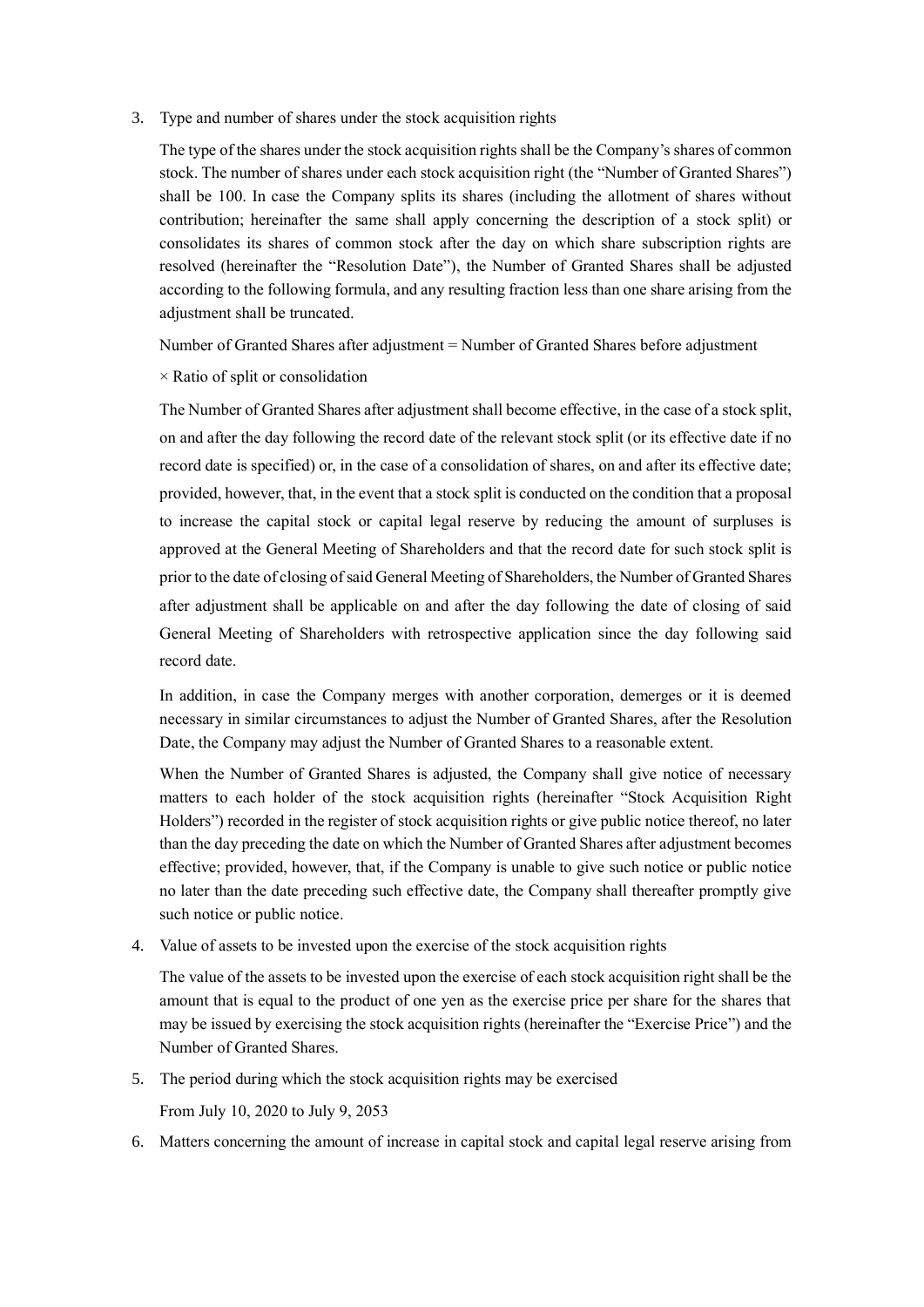3. Type and number of shares under the stock acquisition rights

   The type of the shares under the stock acquisition rights shall be the Company's shares of common stock. The number of shares under each stock acquisition right (the "Number of Granted Shares") shall be 100. In case the Company splits its shares (including the allotment of shares without contribution; hereinafter the same shall apply concerning the description of a stock split) or consolidates its shares of common stock after the day on which share subscription rights are resolved (hereinafter the "Resolution Date"), the Number of Granted Shares shall be adjusted according to the following formula, and any resulting fraction less than one share arising from the adjustment shall be truncated.

   Number of Granted Shares after adjustment = Number of Granted Shares before adjustment

   × Ratio of split or consolidation

   The Number of Granted Shares after adjustment shall become effective, in the case of a stock split, on and after the day following the record date of the relevant stock split (or its effective date if no record date is specified) or, in the case of a consolidation of shares, on and after its effective date; provided, however, that, in the event that a stock split is conducted on the condition that a proposal to increase the capital stock or capital legal reserve by reducing the amount of surpluses is approved at the General Meeting of Shareholders and that the record date for such stock split is prior to the date of closing of said General Meeting of Shareholders, the Number of Granted Shares after adjustment shall be applicable on and after the day following the date of closing of said General Meeting of Shareholders with retrospective application since the day following said record date.

   In addition, in case the Company merges with another corporation, demerges or it is deemed necessary in similar circumstances to adjust the Number of Granted Shares, after the Resolution Date, the Company may adjust the Number of Granted Shares to a reasonable extent.

   When the Number of Granted Shares is adjusted, the Company shall give notice of necessary matters to each holder of the stock acquisition rights (hereinafter "Stock Acquisition Right Holders") recorded in the register of stock acquisition rights or give public notice thereof, no later than the day preceding the date on which the Number of Granted Shares after adjustment becomes effective; provided, however, that, if the Company is unable to give such notice or public notice no later than the date preceding such effective date, the Company shall thereafter promptly give such notice or public notice.

4. Value of assets to be invested upon the exercise of the stock acquisition rights

   The value of the assets to be invested upon the exercise of each stock acquisition right shall be the amount that is equal to the product of one yen as the exercise price per share for the shares that may be issued by exercising the stock acquisition rights (hereinafter the "Exercise Price") and the Number of Granted Shares.

5. The period during which the stock acquisition rights may be exercised

   From July 10, 2020 to July 9, 2053

6. Matters concerning the amount of increase in capital stock and capital legal reserve arising from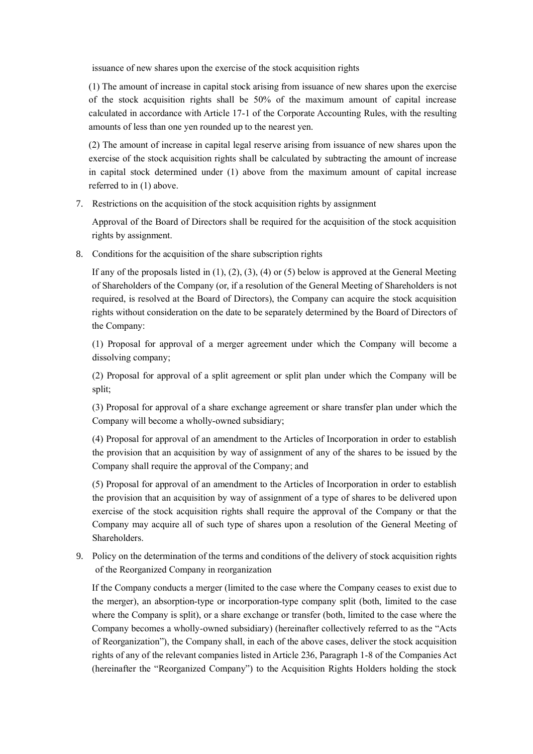issuance of new shares upon the exercise of the stock acquisition rights

(1) The amount of increase in capital stock arising from issuance of new shares upon the exercise of the stock acquisition rights shall be 50% of the maximum amount of capital increase calculated in accordance with Article 17-1 of the Corporate Accounting Rules, with the resulting amounts of less than one yen rounded up to the nearest yen.

(2) The amount of increase in capital legal reserve arising from issuance of new shares upon the exercise of the stock acquisition rights shall be calculated by subtracting the amount of increase in capital stock determined under (1) above from the maximum amount of capital increase referred to in (1) above.

7. Restrictions on the acquisition of the stock acquisition rights by assignment

   Approval of the Board of Directors shall be required for the acquisition of the stock acquisition rights by assignment.

8. Conditions for the acquisition of the share subscription rights

   If any of the proposals listed in (1), (2), (3), (4) or (5) below is approved at the General Meeting of Shareholders of the Company (or, if a resolution of the General Meeting of Shareholders is not required, is resolved at the Board of Directors), the Company can acquire the stock acquisition rights without consideration on the date to be separately determined by the Board of Directors of the Company:

   (1) Proposal for approval of a merger agreement under which the Company will become a dissolving company;

   (2) Proposal for approval of a split agreement or split plan under which the Company will be split;

   (3) Proposal for approval of a share exchange agreement or share transfer plan under which the Company will become a wholly-owned subsidiary;

   (4) Proposal for approval of an amendment to the Articles of Incorporation in order to establish the provision that an acquisition by way of assignment of any of the shares to be issued by the Company shall require the approval of the Company; and

   (5) Proposal for approval of an amendment to the Articles of Incorporation in order to establish the provision that an acquisition by way of assignment of a type of shares to be delivered upon exercise of the stock acquisition rights shall require the approval of the Company or that the Company may acquire all of such type of shares upon a resolution of the General Meeting of Shareholders.

9. Policy on the determination of the terms and conditions of the delivery of stock acquisition rights of the Reorganized Company in reorganization

   If the Company conducts a merger (limited to the case where the Company ceases to exist due to the merger), an absorption-type or incorporation-type company split (both, limited to the case where the Company is split), or a share exchange or transfer (both, limited to the case where the Company becomes a wholly-owned subsidiary) (hereinafter collectively referred to as the "Acts of Reorganization"), the Company shall, in each of the above cases, deliver the stock acquisition rights of any of the relevant companies listed in Article 236, Paragraph 1-8 of the Companies Act (hereinafter the "Reorganized Company") to the Acquisition Rights Holders holding the stock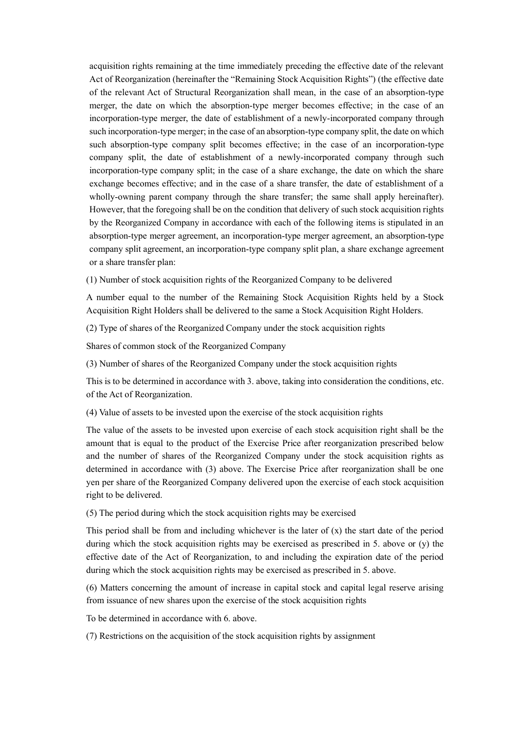acquisition rights remaining at the time immediately preceding the effective date of the relevant Act of Reorganization (hereinafter the "Remaining Stock Acquisition Rights") (the effective date of the relevant Act of Structural Reorganization shall mean, in the case of an absorption-type merger, the date on which the absorption-type merger becomes effective; in the case of an incorporation-type merger, the date of establishment of a newly-incorporated company through such incorporation-type merger; in the case of an absorption-type company split, the date on which such absorption-type company split becomes effective; in the case of an incorporation-type company split, the date of establishment of a newly-incorporated company through such incorporation-type company split; in the case of a share exchange, the date on which the share exchange becomes effective; and in the case of a share transfer, the date of establishment of a wholly-owning parent company through the share transfer; the same shall apply hereinafter). However, that the foregoing shall be on the condition that delivery of such stock acquisition rights by the Reorganized Company in accordance with each of the following items is stipulated in an absorption-type merger agreement, an incorporation-type merger agreement, an absorption-type company split agreement, an incorporation-type company split plan, a share exchange agreement or a share transfer plan:

(1) Number of stock acquisition rights of the Reorganized Company to be delivered

A number equal to the number of the Remaining Stock Acquisition Rights held by a Stock Acquisition Right Holders shall be delivered to the same a Stock Acquisition Right Holders.

(2) Type of shares of the Reorganized Company under the stock acquisition rights

Shares of common stock of the Reorganized Company

(3) Number of shares of the Reorganized Company under the stock acquisition rights

This is to be determined in accordance with 3. above, taking into consideration the conditions, etc. of the Act of Reorganization.

(4) Value of assets to be invested upon the exercise of the stock acquisition rights

The value of the assets to be invested upon exercise of each stock acquisition right shall be the amount that is equal to the product of the Exercise Price after reorganization prescribed below and the number of shares of the Reorganized Company under the stock acquisition rights as determined in accordance with (3) above. The Exercise Price after reorganization shall be one yen per share of the Reorganized Company delivered upon the exercise of each stock acquisition right to be delivered.

(5) The period during which the stock acquisition rights may be exercised

This period shall be from and including whichever is the later of (x) the start date of the period during which the stock acquisition rights may be exercised as prescribed in 5. above or (y) the effective date of the Act of Reorganization, to and including the expiration date of the period during which the stock acquisition rights may be exercised as prescribed in 5. above.

(6) Matters concerning the amount of increase in capital stock and capital legal reserve arising from issuance of new shares upon the exercise of the stock acquisition rights

To be determined in accordance with 6. above.

(7) Restrictions on the acquisition of the stock acquisition rights by assignment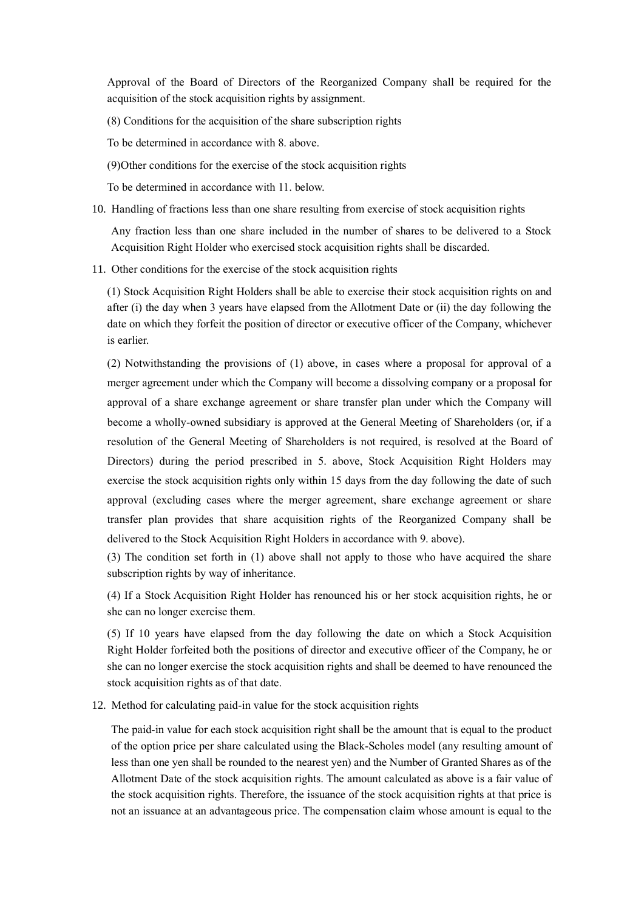Approval of the Board of Directors of the Reorganized Company shall be required for the acquisition of the stock acquisition rights by assignment.

(8) Conditions for the acquisition of the share subscription rights

To be determined in accordance with 8. above.

(9)Other conditions for the exercise of the stock acquisition rights

To be determined in accordance with 11. below.

10. Handling of fractions less than one share resulting from exercise of stock acquisition rights

    Any fraction less than one share included in the number of shares to be delivered to a Stock Acquisition Right Holder who exercised stock acquisition rights shall be discarded.

11. Other conditions for the exercise of the stock acquisition rights

    (1) Stock Acquisition Right Holders shall be able to exercise their stock acquisition rights on and after (i) the day when 3 years have elapsed from the Allotment Date or (ii) the day following the date on which they forfeit the position of director or executive officer of the Company, whichever is earlier.

    (2) Notwithstanding the provisions of (1) above, in cases where a proposal for approval of a merger agreement under which the Company will become a dissolving company or a proposal for approval of a share exchange agreement or share transfer plan under which the Company will become a wholly-owned subsidiary is approved at the General Meeting of Shareholders (or, if a resolution of the General Meeting of Shareholders is not required, is resolved at the Board of Directors) during the period prescribed in 5. above, Stock Acquisition Right Holders may exercise the stock acquisition rights only within 15 days from the day following the date of such approval (excluding cases where the merger agreement, share exchange agreement or share transfer plan provides that share acquisition rights of the Reorganized Company shall be delivered to the Stock Acquisition Right Holders in accordance with 9. above).

    (3) The condition set forth in (1) above shall not apply to those who have acquired the share subscription rights by way of inheritance.

    (4) If a Stock Acquisition Right Holder has renounced his or her stock acquisition rights, he or she can no longer exercise them.

    (5) If 10 years have elapsed from the day following the date on which a Stock Acquisition Right Holder forfeited both the positions of director and executive officer of the Company, he or she can no longer exercise the stock acquisition rights and shall be deemed to have renounced the stock acquisition rights as of that date.

12. Method for calculating paid-in value for the stock acquisition rights

    The paid-in value for each stock acquisition right shall be the amount that is equal to the product of the option price per share calculated using the Black-Scholes model (any resulting amount of less than one yen shall be rounded to the nearest yen) and the Number of Granted Shares as of the Allotment Date of the stock acquisition rights. The amount calculated as above is a fair value of the stock acquisition rights. Therefore, the issuance of the stock acquisition rights at that price is not an issuance at an advantageous price. The compensation claim whose amount is equal to the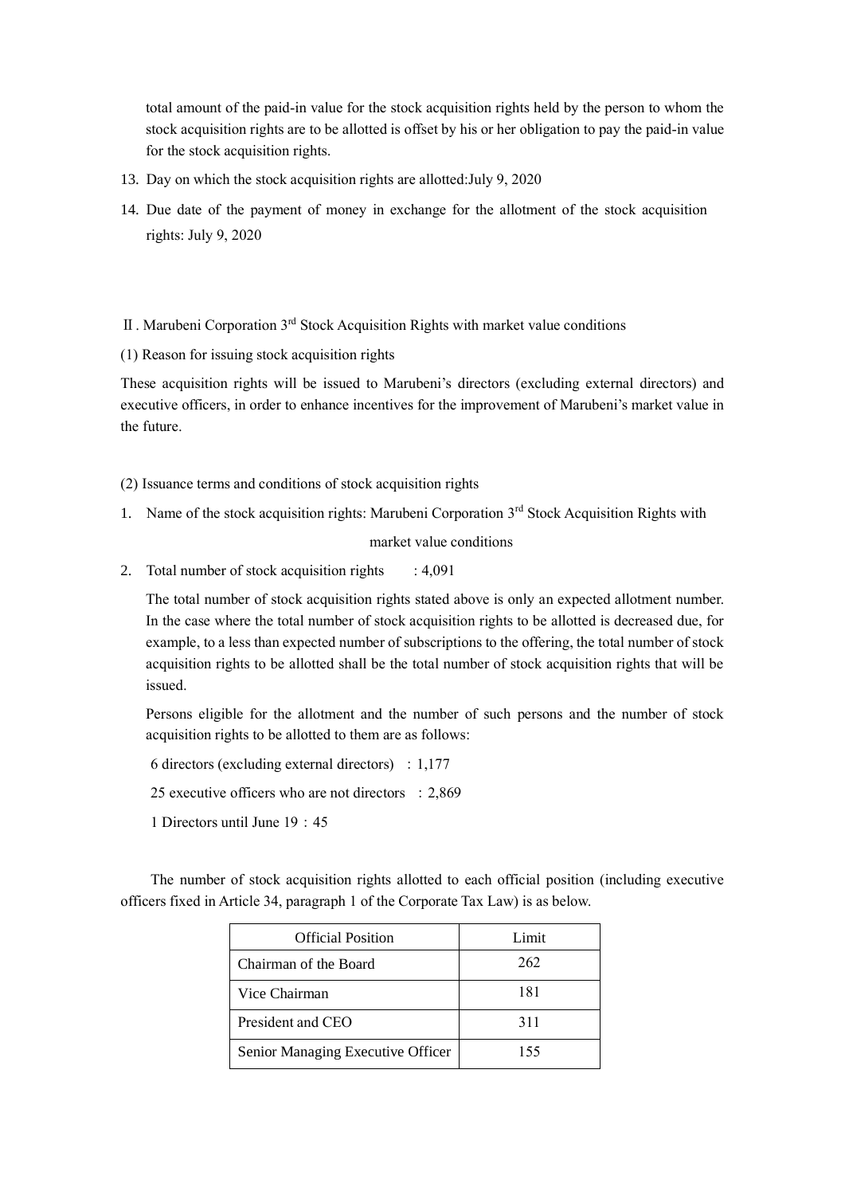total amount of the paid-in value for the stock acquisition rights held by the person to whom the stock acquisition rights are to be allotted is offset by his or her obligation to pay the paid-in value for the stock acquisition rights.

13. Day on which the stock acquisition rights are allotted:July 9, 2020
14. Due date of the payment of money in exchange for the allotment of the stock acquisition rights: July 9, 2020

## Ⅱ. Marubeni Corporation 3rd Stock Acquisition Rights with market value conditions

(1) Reason for issuing stock acquisition rights

These acquisition rights will be issued to Marubeni's directors (excluding external directors) and executive officers, in order to enhance incentives for the improvement of Marubeni's market value in the future.

(2) Issuance terms and conditions of stock acquisition rights

1. Name of the stock acquisition rights: Marubeni Corporation 3rd Stock Acquisition Rights with market value conditions
2. Total number of stock acquisition rights : 4,091

   The total number of stock acquisition rights stated above is only an expected allotment number. In the case where the total number of stock acquisition rights to be allotted is decreased due, for example, to a less than expected number of subscriptions to the offering, the total number of stock acquisition rights to be allotted shall be the total number of stock acquisition rights that will be issued.

   Persons eligible for the allotment and the number of such persons and the number of stock acquisition rights to be allotted to them are as follows:

   6 directors (excluding external directors) : 1,177

   25 executive officers who are not directors : 2,869

   1 Directors until June 19 : 45

The number of stock acquisition rights allotted to each official position (including executive officers fixed in Article 34, paragraph 1 of the Corporate Tax Law) is as below.

| Official Position | Limit |
|---|---|
| Chairman of the Board | 262 |
| Vice Chairman | 181 |
| President and CEO | 311 |
| Senior Managing Executive Officer | 155 |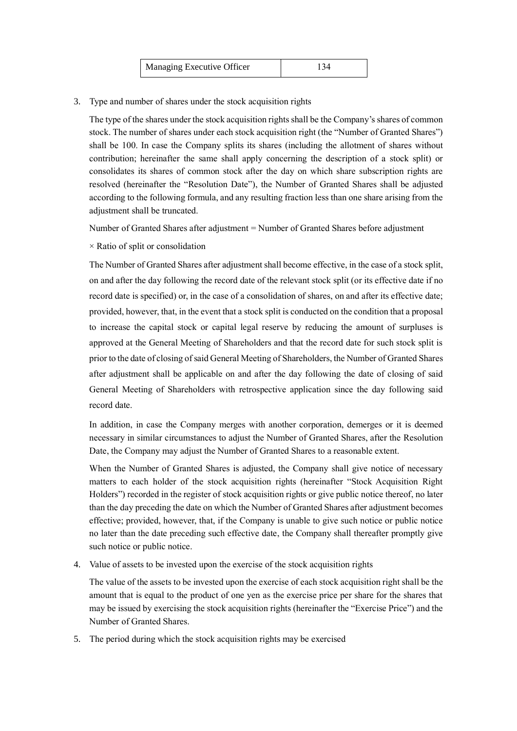| | |
|---|---|
| Managing Executive Officer | 134 |

3. Type and number of shares under the stock acquisition rights

   The type of the shares under the stock acquisition rights shall be the Company's shares of common stock. The number of shares under each stock acquisition right (the "Number of Granted Shares") shall be 100. In case the Company splits its shares (including the allotment of shares without contribution; hereinafter the same shall apply concerning the description of a stock split) or consolidates its shares of common stock after the day on which share subscription rights are resolved (hereinafter the "Resolution Date"), the Number of Granted Shares shall be adjusted according to the following formula, and any resulting fraction less than one share arising from the adjustment shall be truncated.

   Number of Granted Shares after adjustment = Number of Granted Shares before adjustment

   × Ratio of split or consolidation

   The Number of Granted Shares after adjustment shall become effective, in the case of a stock split, on and after the day following the record date of the relevant stock split (or its effective date if no record date is specified) or, in the case of a consolidation of shares, on and after its effective date; provided, however, that, in the event that a stock split is conducted on the condition that a proposal to increase the capital stock or capital legal reserve by reducing the amount of surpluses is approved at the General Meeting of Shareholders and that the record date for such stock split is prior to the date of closing of said General Meeting of Shareholders, the Number of Granted Shares after adjustment shall be applicable on and after the day following the date of closing of said General Meeting of Shareholders with retrospective application since the day following said record date.

   In addition, in case the Company merges with another corporation, demerges or it is deemed necessary in similar circumstances to adjust the Number of Granted Shares, after the Resolution Date, the Company may adjust the Number of Granted Shares to a reasonable extent.

   When the Number of Granted Shares is adjusted, the Company shall give notice of necessary matters to each holder of the stock acquisition rights (hereinafter "Stock Acquisition Right Holders") recorded in the register of stock acquisition rights or give public notice thereof, no later than the day preceding the date on which the Number of Granted Shares after adjustment becomes effective; provided, however, that, if the Company is unable to give such notice or public notice no later than the date preceding such effective date, the Company shall thereafter promptly give such notice or public notice.

4. Value of assets to be invested upon the exercise of the stock acquisition rights

   The value of the assets to be invested upon the exercise of each stock acquisition right shall be the amount that is equal to the product of one yen as the exercise price per share for the shares that may be issued by exercising the stock acquisition rights (hereinafter the "Exercise Price") and the Number of Granted Shares.

5. The period during which the stock acquisition rights may be exercised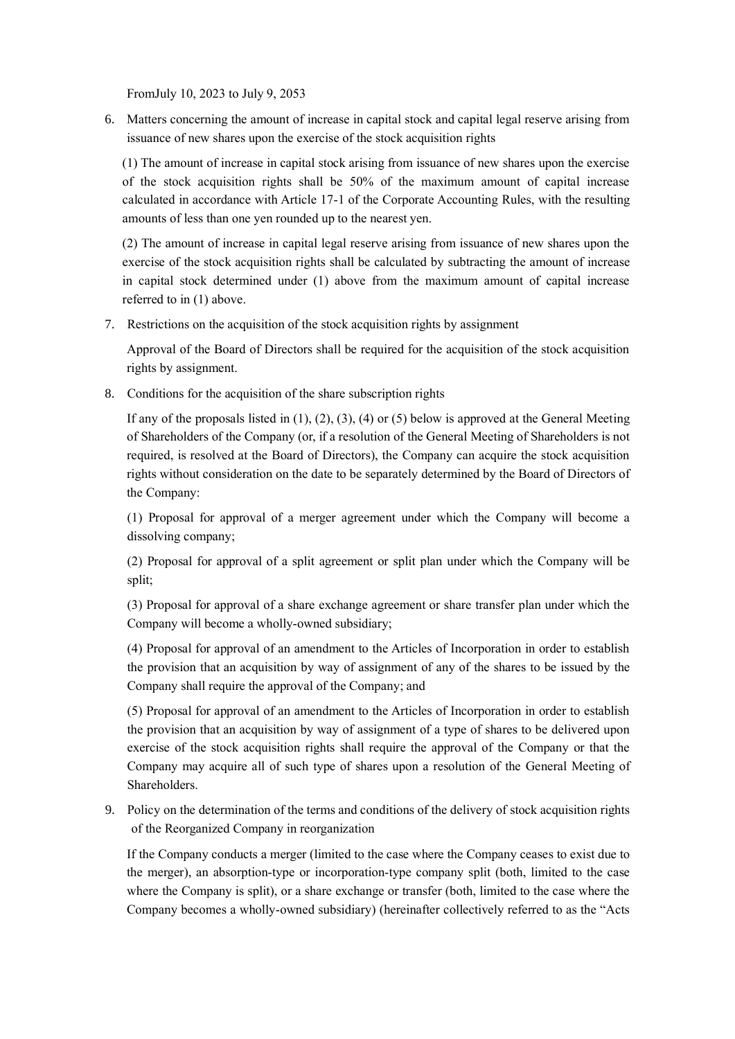FromJuly 10, 2023 to July 9, 2053

6. Matters concerning the amount of increase in capital stock and capital legal reserve arising from issuance of new shares upon the exercise of the stock acquisition rights

   (1) The amount of increase in capital stock arising from issuance of new shares upon the exercise of the stock acquisition rights shall be 50% of the maximum amount of capital increase calculated in accordance with Article 17-1 of the Corporate Accounting Rules, with the resulting amounts of less than one yen rounded up to the nearest yen.

   (2) The amount of increase in capital legal reserve arising from issuance of new shares upon the exercise of the stock acquisition rights shall be calculated by subtracting the amount of increase in capital stock determined under (1) above from the maximum amount of capital increase referred to in (1) above.

7. Restrictions on the acquisition of the stock acquisition rights by assignment

   Approval of the Board of Directors shall be required for the acquisition of the stock acquisition rights by assignment.

8. Conditions for the acquisition of the share subscription rights

   If any of the proposals listed in (1), (2), (3), (4) or (5) below is approved at the General Meeting of Shareholders of the Company (or, if a resolution of the General Meeting of Shareholders is not required, is resolved at the Board of Directors), the Company can acquire the stock acquisition rights without consideration on the date to be separately determined by the Board of Directors of the Company:

   (1) Proposal for approval of a merger agreement under which the Company will become a dissolving company;

   (2) Proposal for approval of a split agreement or split plan under which the Company will be split;

   (3) Proposal for approval of a share exchange agreement or share transfer plan under which the Company will become a wholly-owned subsidiary;

   (4) Proposal for approval of an amendment to the Articles of Incorporation in order to establish the provision that an acquisition by way of assignment of any of the shares to be issued by the Company shall require the approval of the Company; and

   (5) Proposal for approval of an amendment to the Articles of Incorporation in order to establish the provision that an acquisition by way of assignment of a type of shares to be delivered upon exercise of the stock acquisition rights shall require the approval of the Company or that the Company may acquire all of such type of shares upon a resolution of the General Meeting of Shareholders.

9. Policy on the determination of the terms and conditions of the delivery of stock acquisition rights of the Reorganized Company in reorganization

   If the Company conducts a merger (limited to the case where the Company ceases to exist due to the merger), an absorption-type or incorporation-type company split (both, limited to the case where the Company is split), or a share exchange or transfer (both, limited to the case where the Company becomes a wholly-owned subsidiary) (hereinafter collectively referred to as the "Acts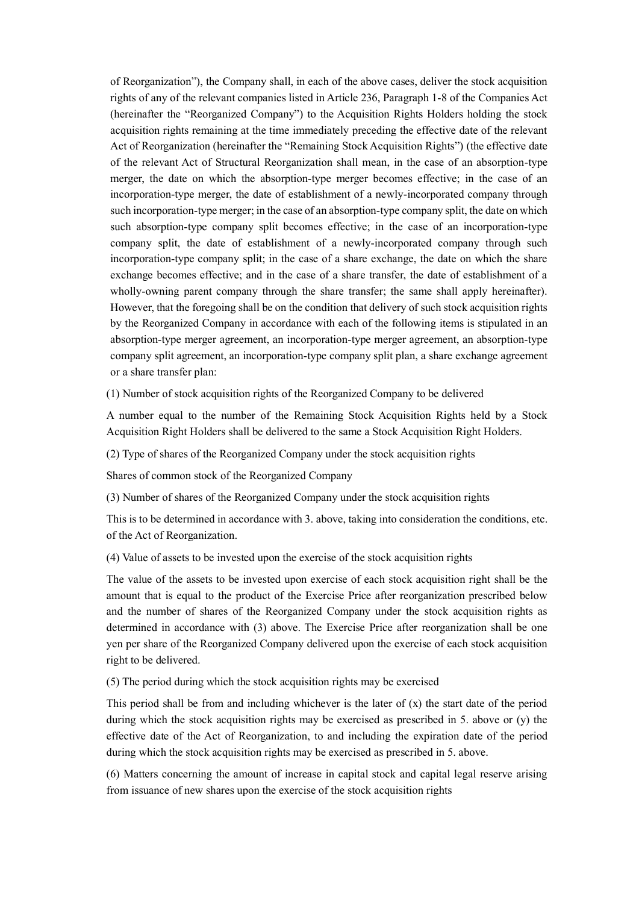of Reorganization"), the Company shall, in each of the above cases, deliver the stock acquisition rights of any of the relevant companies listed in Article 236, Paragraph 1-8 of the Companies Act (hereinafter the "Reorganized Company") to the Acquisition Rights Holders holding the stock acquisition rights remaining at the time immediately preceding the effective date of the relevant Act of Reorganization (hereinafter the "Remaining Stock Acquisition Rights") (the effective date of the relevant Act of Structural Reorganization shall mean, in the case of an absorption-type merger, the date on which the absorption-type merger becomes effective; in the case of an incorporation-type merger, the date of establishment of a newly-incorporated company through such incorporation-type merger; in the case of an absorption-type company split, the date on which such absorption-type company split becomes effective; in the case of an incorporation-type company split, the date of establishment of a newly-incorporated company through such incorporation-type company split; in the case of a share exchange, the date on which the share exchange becomes effective; and in the case of a share transfer, the date of establishment of a wholly-owning parent company through the share transfer; the same shall apply hereinafter). However, that the foregoing shall be on the condition that delivery of such stock acquisition rights by the Reorganized Company in accordance with each of the following items is stipulated in an absorption-type merger agreement, an incorporation-type merger agreement, an absorption-type company split agreement, an incorporation-type company split plan, a share exchange agreement or a share transfer plan:

(1) Number of stock acquisition rights of the Reorganized Company to be delivered

A number equal to the number of the Remaining Stock Acquisition Rights held by a Stock Acquisition Right Holders shall be delivered to the same a Stock Acquisition Right Holders.

(2) Type of shares of the Reorganized Company under the stock acquisition rights

Shares of common stock of the Reorganized Company

(3) Number of shares of the Reorganized Company under the stock acquisition rights

This is to be determined in accordance with 3. above, taking into consideration the conditions, etc. of the Act of Reorganization.

(4) Value of assets to be invested upon the exercise of the stock acquisition rights

The value of the assets to be invested upon exercise of each stock acquisition right shall be the amount that is equal to the product of the Exercise Price after reorganization prescribed below and the number of shares of the Reorganized Company under the stock acquisition rights as determined in accordance with (3) above. The Exercise Price after reorganization shall be one yen per share of the Reorganized Company delivered upon the exercise of each stock acquisition right to be delivered.

(5) The period during which the stock acquisition rights may be exercised

This period shall be from and including whichever is the later of (x) the start date of the period during which the stock acquisition rights may be exercised as prescribed in 5. above or (y) the effective date of the Act of Reorganization, to and including the expiration date of the period during which the stock acquisition rights may be exercised as prescribed in 5. above.

(6) Matters concerning the amount of increase in capital stock and capital legal reserve arising from issuance of new shares upon the exercise of the stock acquisition rights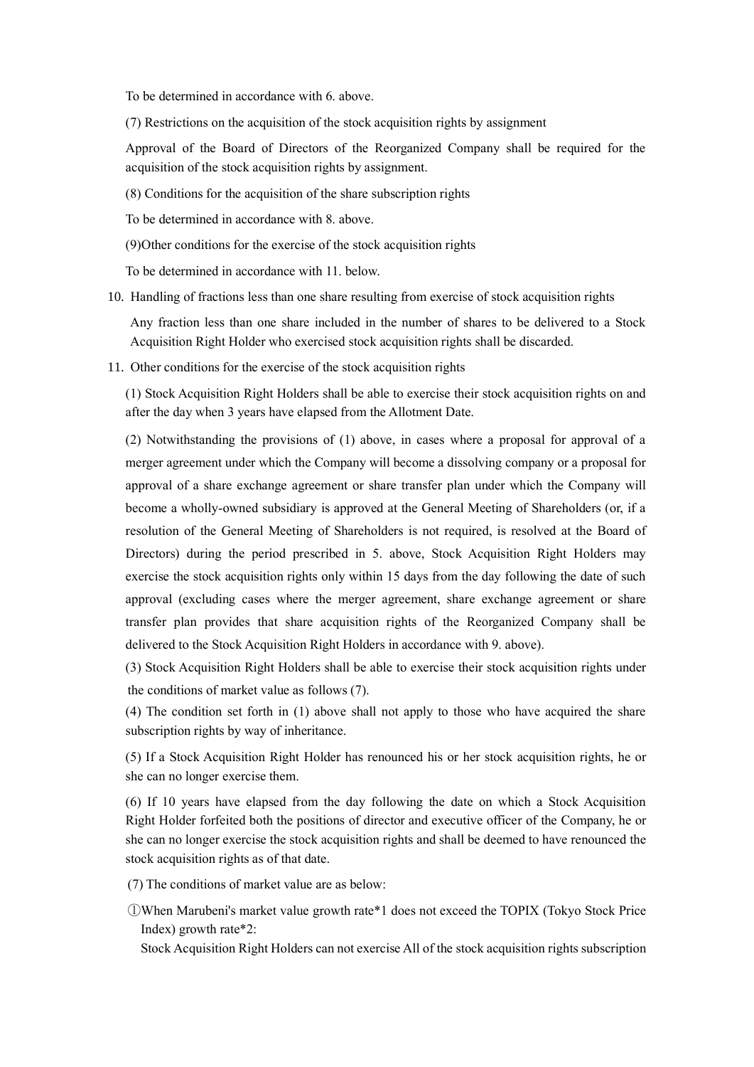To be determined in accordance with 6. above.

(7) Restrictions on the acquisition of the stock acquisition rights by assignment

Approval of the Board of Directors of the Reorganized Company shall be required for the acquisition of the stock acquisition rights by assignment.

(8) Conditions for the acquisition of the share subscription rights

To be determined in accordance with 8. above.

(9)Other conditions for the exercise of the stock acquisition rights

To be determined in accordance with 11. below.

10. Handling of fractions less than one share resulting from exercise of stock acquisition rights

Any fraction less than one share included in the number of shares to be delivered to a Stock Acquisition Right Holder who exercised stock acquisition rights shall be discarded.

11. Other conditions for the exercise of the stock acquisition rights

(1) Stock Acquisition Right Holders shall be able to exercise their stock acquisition rights on and after the day when 3 years have elapsed from the Allotment Date.

(2) Notwithstanding the provisions of (1) above, in cases where a proposal for approval of a merger agreement under which the Company will become a dissolving company or a proposal for approval of a share exchange agreement or share transfer plan under which the Company will become a wholly-owned subsidiary is approved at the General Meeting of Shareholders (or, if a resolution of the General Meeting of Shareholders is not required, is resolved at the Board of Directors) during the period prescribed in 5. above, Stock Acquisition Right Holders may exercise the stock acquisition rights only within 15 days from the day following the date of such approval (excluding cases where the merger agreement, share exchange agreement or share transfer plan provides that share acquisition rights of the Reorganized Company shall be delivered to the Stock Acquisition Right Holders in accordance with 9. above).

(3) Stock Acquisition Right Holders shall be able to exercise their stock acquisition rights under the conditions of market value as follows (7).

(4) The condition set forth in (1) above shall not apply to those who have acquired the share subscription rights by way of inheritance.

(5) If a Stock Acquisition Right Holder has renounced his or her stock acquisition rights, he or she can no longer exercise them.

(6) If 10 years have elapsed from the day following the date on which a Stock Acquisition Right Holder forfeited both the positions of director and executive officer of the Company, he or she can no longer exercise the stock acquisition rights and shall be deemed to have renounced the stock acquisition rights as of that date.

(7) The conditions of market value are as below:

①When Marubeni's market value growth rate*1 does not exceed the TOPIX (Tokyo Stock Price Index) growth rate*2:

Stock Acquisition Right Holders can not exercise All of the stock acquisition rights subscription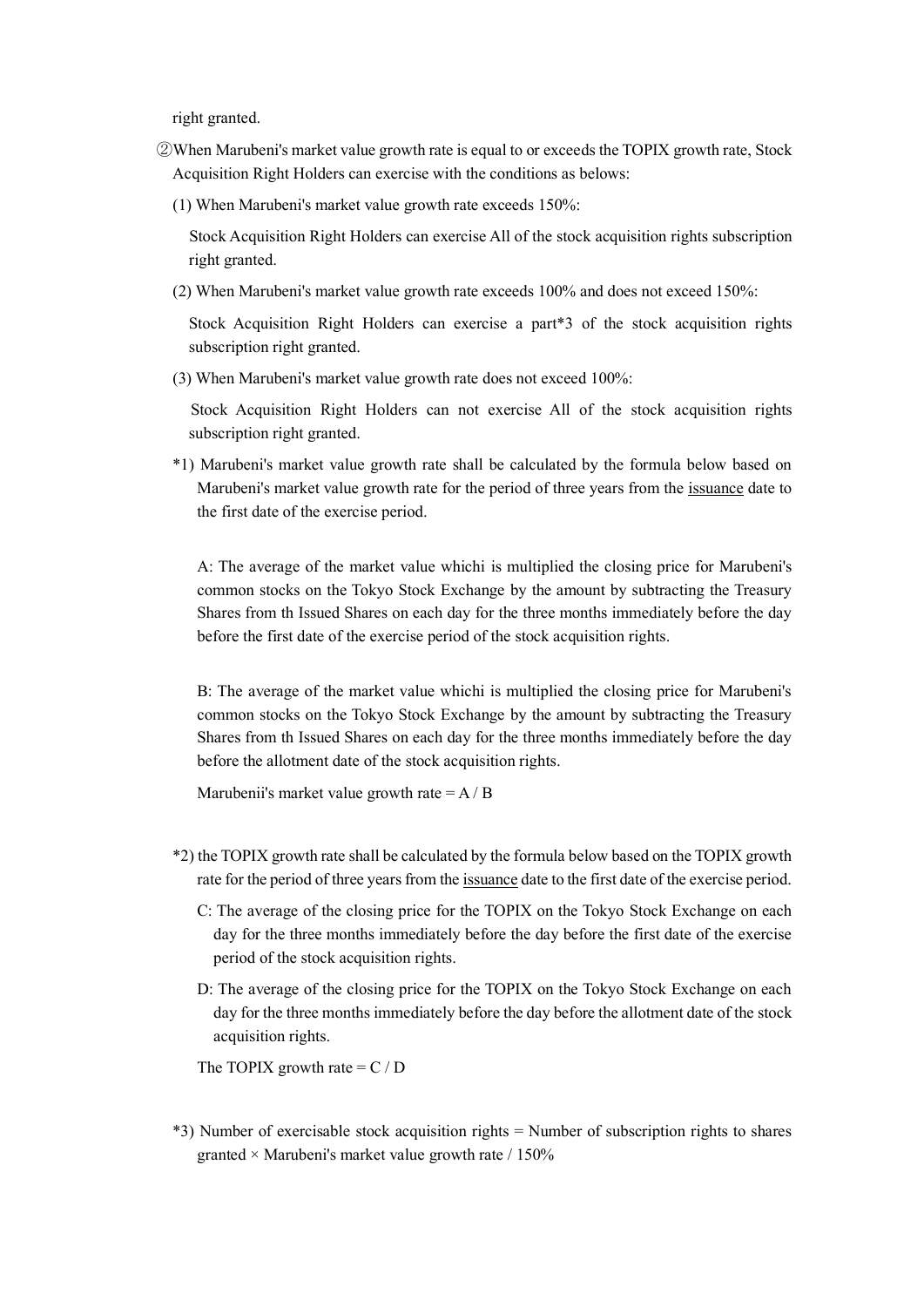right granted.

②When Marubeni's market value growth rate is equal to or exceeds the TOPIX growth rate, Stock Acquisition Right Holders can exercise with the conditions as belows:

(1) When Marubeni's market value growth rate exceeds 150%:

Stock Acquisition Right Holders can exercise All of the stock acquisition rights subscription right granted.

(2) When Marubeni's market value growth rate exceeds 100% and does not exceed 150%:

Stock Acquisition Right Holders can exercise a part*3 of the stock acquisition rights subscription right granted.

(3) When Marubeni's market value growth rate does not exceed 100%:

Stock Acquisition Right Holders can not exercise All of the stock acquisition rights subscription right granted.

*1) Marubeni's market value growth rate shall be calculated by the formula below based on Marubeni's market value growth rate for the period of three years from the <u>issuance</u> date to the first date of the exercise period.

A: The average of the market value whichi is multiplied the closing price for Marubeni's common stocks on the Tokyo Stock Exchange by the amount by subtracting the Treasury Shares from th Issued Shares on each day for the three months immediately before the day before the first date of the exercise period of the stock acquisition rights.

B: The average of the market value whichi is multiplied the closing price for Marubeni's common stocks on the Tokyo Stock Exchange by the amount by subtracting the Treasury Shares from th Issued Shares on each day for the three months immediately before the day before the allotment date of the stock acquisition rights.

Marubenii's market value growth rate = A / B

*2) the TOPIX growth rate shall be calculated by the formula below based on the TOPIX growth rate for the period of three years from the <u>issuance</u> date to the first date of the exercise period.

C: The average of the closing price for the TOPIX on the Tokyo Stock Exchange on each day for the three months immediately before the day before the first date of the exercise period of the stock acquisition rights.

D: The average of the closing price for the TOPIX on the Tokyo Stock Exchange on each day for the three months immediately before the day before the allotment date of the stock acquisition rights.

The TOPIX growth rate = C / D

*3) Number of exercisable stock acquisition rights = Number of subscription rights to shares granted × Marubeni's market value growth rate / 150%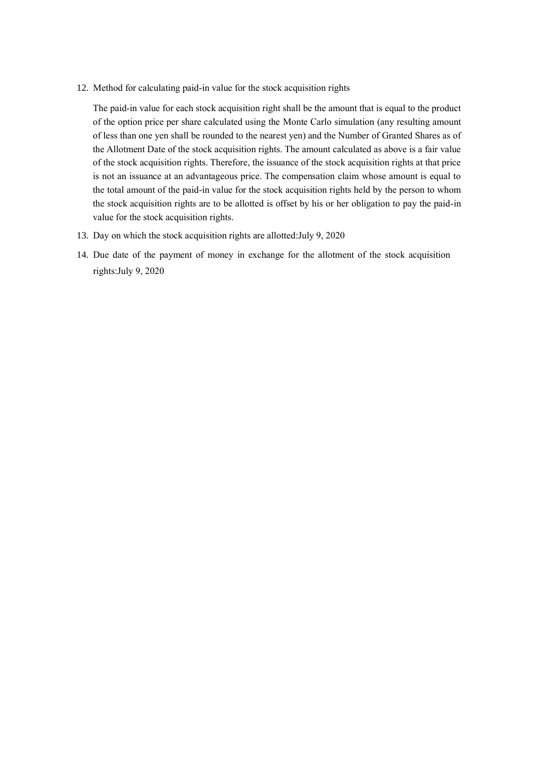12. Method for calculating paid-in value for the stock acquisition rights

    The paid-in value for each stock acquisition right shall be the amount that is equal to the product of the option price per share calculated using the Monte Carlo simulation (any resulting amount of less than one yen shall be rounded to the nearest yen) and the Number of Granted Shares as of the Allotment Date of the stock acquisition rights. The amount calculated as above is a fair value of the stock acquisition rights. Therefore, the issuance of the stock acquisition rights at that price is not an issuance at an advantageous price. The compensation claim whose amount is equal to the total amount of the paid-in value for the stock acquisition rights held by the person to whom the stock acquisition rights are to be allotted is offset by his or her obligation to pay the paid-in value for the stock acquisition rights.

13. Day on which the stock acquisition rights are allotted:July 9, 2020

14. Due date of the payment of money in exchange for the allotment of the stock acquisition rights:July 9, 2020